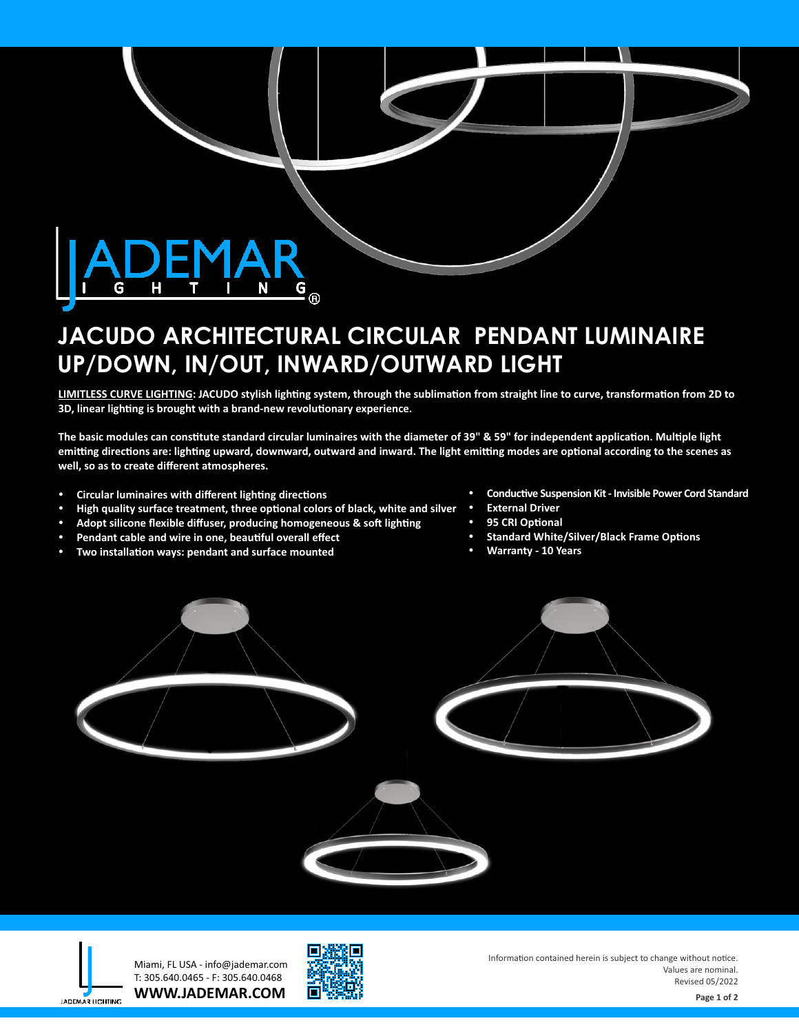# JACUDO ARCHITECTURAL CIRCULAR PENDANT LUMINAIRE UP/DOWN, IN/OUT, INWARD/OUTWARD LIGHT

**<u>LIMITLESS CURVE LIGHTING</u>: JACUDO stylish lighting system, through the sublimation from straight line to curve, transformation from 2D to 3D, linear lighting is brought with a brand-new revolutionary experience.**

**The basic modules can constitute standard circular luminaires with the diameter of 39" & 59" for independent application. Multiple light emitting directions are: lighting upward, downward, outward and inward. The light emitting modes are optional according to the scenes as well, so as to create different atmospheres.**

- **Circular luminaires with different lighting directions**
- **High quality surface treatment, three optional colors of black, white and silver**
- **Adopt silicone flexible diffuser, producing homogeneous & soft lighting**
- **Pendant cable and wire in one, beautiful overall effect**
- **Two installation ways: pendant and surface mounted**
- **Conductive Suspension Kit - Invisible Power Cord Standard**
- **External Driver**
- **95 CRI Optional**
- **Standard White/Silver/Black Frame Options**
- **Warranty - 10 Years**

Miami, FL USA - info@jademar.com
T: 305.640.0465 - F: 305.640.0468
**WWW.JADEMAR.COM**

Information contained herein is subject to change without notice.
Values are nominal.
Revised 05/2022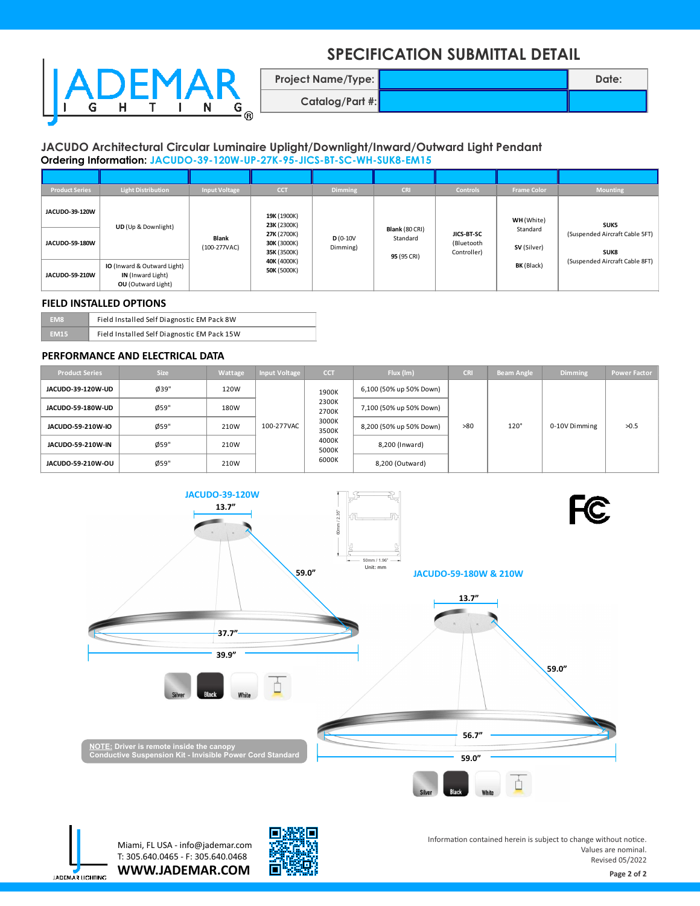# SPECIFICATION SUBMITTAL DETAIL

| | | |
|---|---|---|
| Project Name/Type: | | Date: |
| Catalog/Part #: | | |

## JACUDO Architectural Circular Luminaire Uplight/Downlight/Inward/Outward Light Pendant

**Ordering Information:** JACUDO-39-120W-UP-27K-95-JICS-BT-SC-WH-SUK8-EM15

| Product Series | Light Distribution | Input Voltage | CCT | Dimming | CRI | Controls | Frame Color | Mounting |
|---|---|---|---|---|---|---|---|---|
| JACUDO-39-120W<br>JACUDO-59-180W | UD (Up & Downlight) | Blank (100-277VAC) | 19K (1900K)<br>23K (2300K)<br>27K (2700K)<br>30K (3000K)<br>35K (3500K)<br>40K (4000K)<br>50K (5000K) | D (0-10V Dimming) | Blank (80 CRI) Standard<br><br>95 (95 CRI) | JICS-BT-SC (Bluetooth Controller) | WH (White) Standard<br><br>SV (Silver)<br><br>BK (Black) | SUK5 (Suspended Aircraft Cable 5FT)<br><br>SUK8 (Suspended Aircraft Cable 8FT) |
| JACUDO-59-210W | IO (Inward & Outward Light)<br>IN (Inward Light)<br>OU (Outward Light) | | | | | | | |

## FIELD INSTALLED OPTIONS

| | |
|---|---|
| EM8 | Field Installed Self Diagnostic EM Pack 8W |
| EM15 | Field Installed Self Diagnostic EM Pack 15W |

## PERFORMANCE AND ELECTRICAL DATA

| Product Series | Size | Wattage | Input Voltage | CCT | Flux (lm) | CRI | Beam Angle | Dimming | Power Factor |
|---|---|---|---|---|---|---|---|---|---|
| JACUDO-39-120W-UD | Ø39" | 120W | 100-277VAC | 1900K 2300K 2700K 3000K 3500K 4000K 5000K 6000K | 6,100 (50% up 50% Down) | >80 | 120° | 0-10V Dimming | >0.5 |
| JACUDO-59-180W-UD | Ø59" | 180W | | | 7,100 (50% up 50% Down) | | | | |
| JACUDO-59-210W-IO | Ø59" | 210W | | | 8,200 (50% up 50% Down) | | | | |
| JACUDO-59-210W-IN | Ø59" | 210W | | | 8,200 (Inward) | | | | |
| JACUDO-59-210W-OU | Ø59" | 210W | | | 8,200 (Outward) | | | | |

JACUDO-39-120W

13.7”

59.0”

37.7”

39.9”

60mm / 2.36"

50mm / 1.96"

Unit: mm

JACUDO-59-180W & 210W

13.7”

59.0”

56.7”

59.0”

Silver Black White

Silver Black White

**NOTE:** Driver is remote inside the canopy
Conductive Suspension Kit - Invisible Power Cord Standard

Miami, FL USA - info@jademar.com
T: 305.640.0465 - F: 305.640.0468
**WWW.JADEMAR.COM**

Information contained herein is subject to change without notice.
Values are nominal.
Revised 05/2022